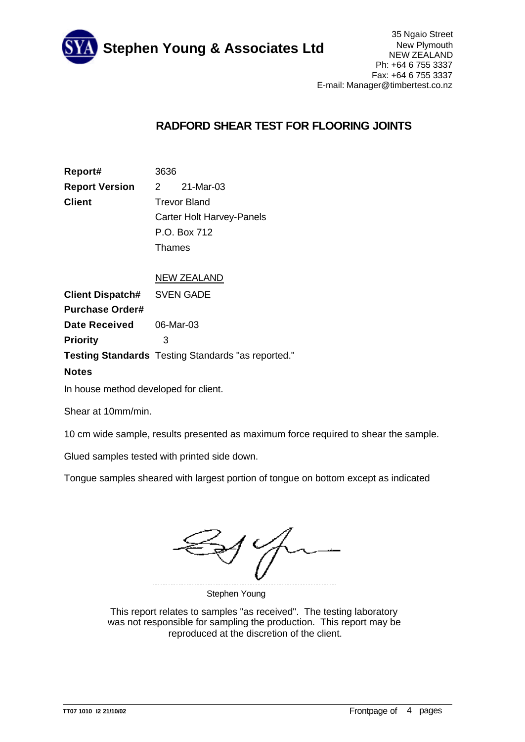**Stephen Young & Associates Ltd**

35 Ngaio Street
New Plymouth
NEW ZEALAND
Ph: +64 6 755 3337
Fax: +64 6 755 3337
E-mail: Manager@timbertest.co.nz

# RADFORD SHEAR TEST FOR FLOORING JOINTS

| | |
|---|---|
| **Report#** | 3636 |
| **Report Version** | 2 21-Mar-03 |
| **Client** | Trevor Bland |
| | Carter Holt Harvey-Panels |
| | P.O. Box 712 |
| | Thames |
| | |
| | NEW ZEALAND |
| **Client Dispatch#** | SVEN GADE |
| **Purchase Order#** | |
| **Date Received** | 06-Mar-03 |
| **Priority** | 3 |
| **Testing Standards** | Testing Standards "as reported." |

**Notes**

In house method developed for client.

Shear at 10mm/min.

10 cm wide sample, results presented as maximum force required to shear the sample.

Glued samples tested with printed side down.

Tongue samples sheared with largest portion of tongue on bottom except as indicated

Stephen Young

This report relates to samples "as received". The testing laboratory was not responsible for sampling the production. This report may be reproduced at the discretion of the client.

TT07 1010 I2 21/10/02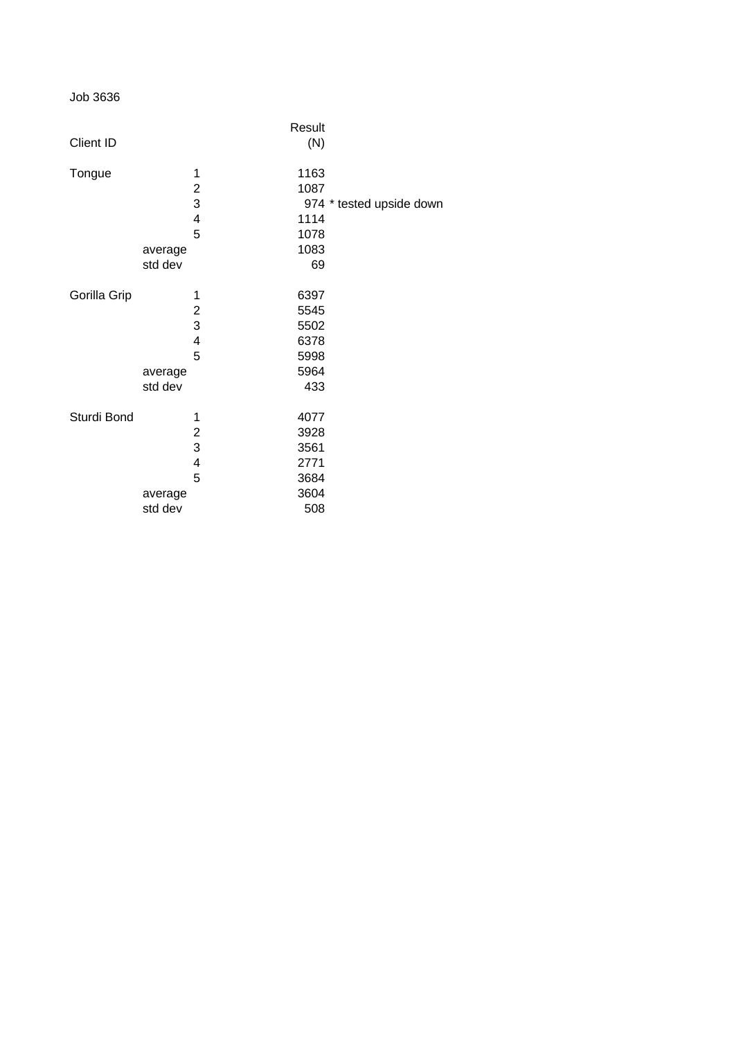Job 3636

| Client ID | | Result (N) | |
|---|---|---|---|
| Tongue | 1 | 1163 | |
| | 2 | 1087 | |
| | 3 | 974 | * tested upside down |
| | 4 | 1114 | |
| | 5 | 1078 | |
| | average | 1083 | |
| | std dev | 69 | |
| Gorilla Grip | 1 | 6397 | |
| | 2 | 5545 | |
| | 3 | 5502 | |
| | 4 | 6378 | |
| | 5 | 5998 | |
| | average | 5964 | |
| | std dev | 433 | |
| Sturdi Bond | 1 | 4077 | |
| | 2 | 3928 | |
| | 3 | 3561 | |
| | 4 | 2771 | |
| | 5 | 3684 | |
| | average | 3604 | |
| | std dev | 508 | |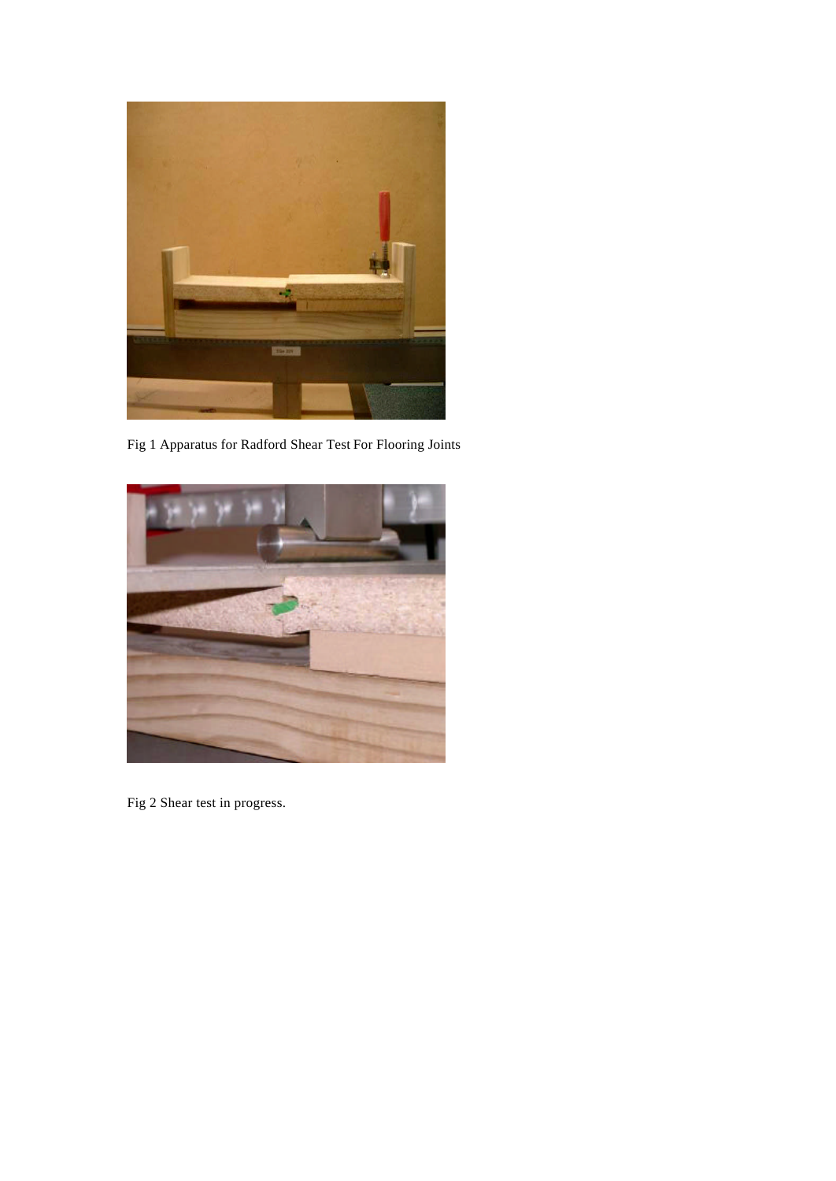Fig 1 Apparatus for Radford Shear Test For Flooring Joints

Fig 2 Shear test in progress.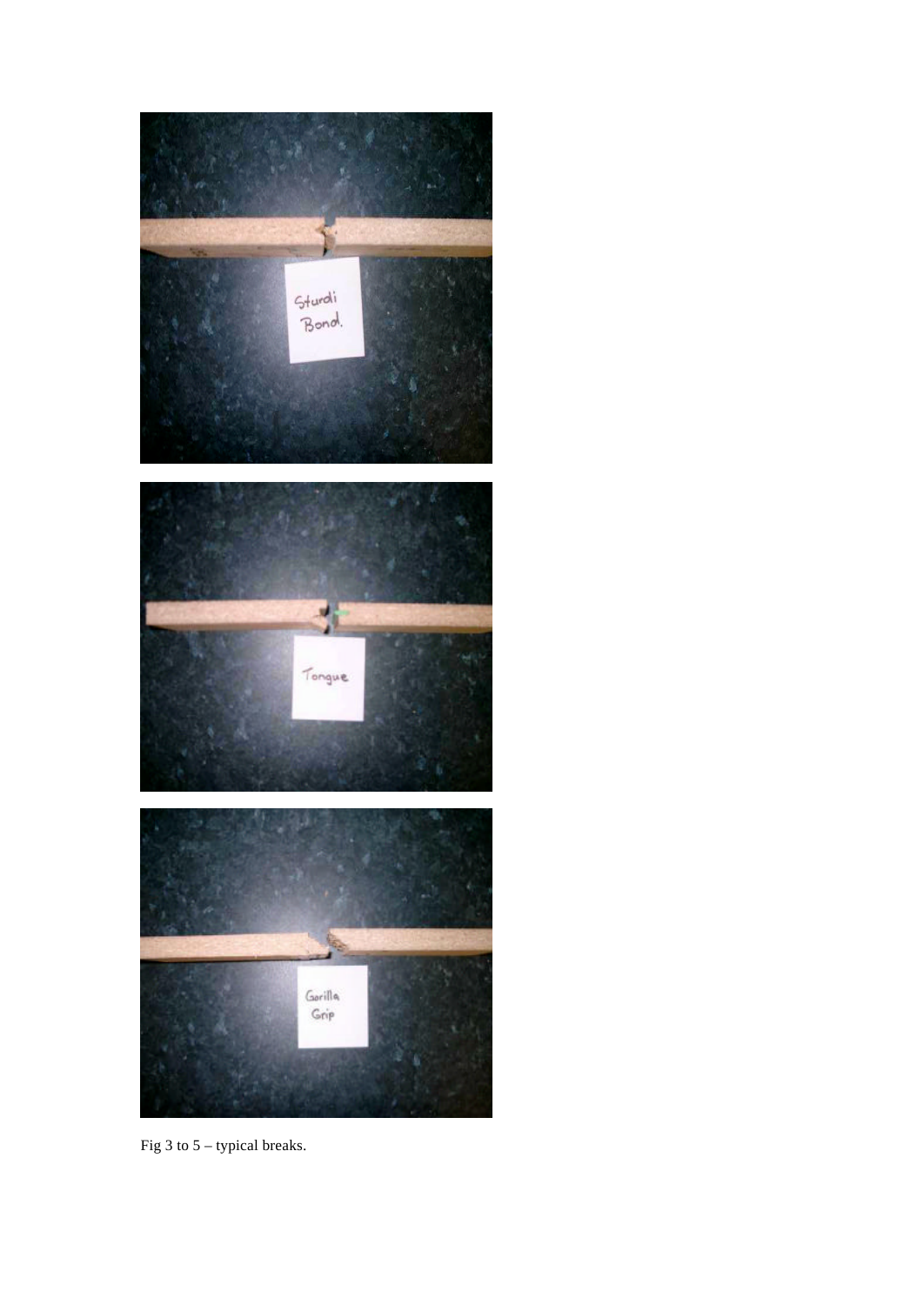Fig 3 to 5 – typical breaks.